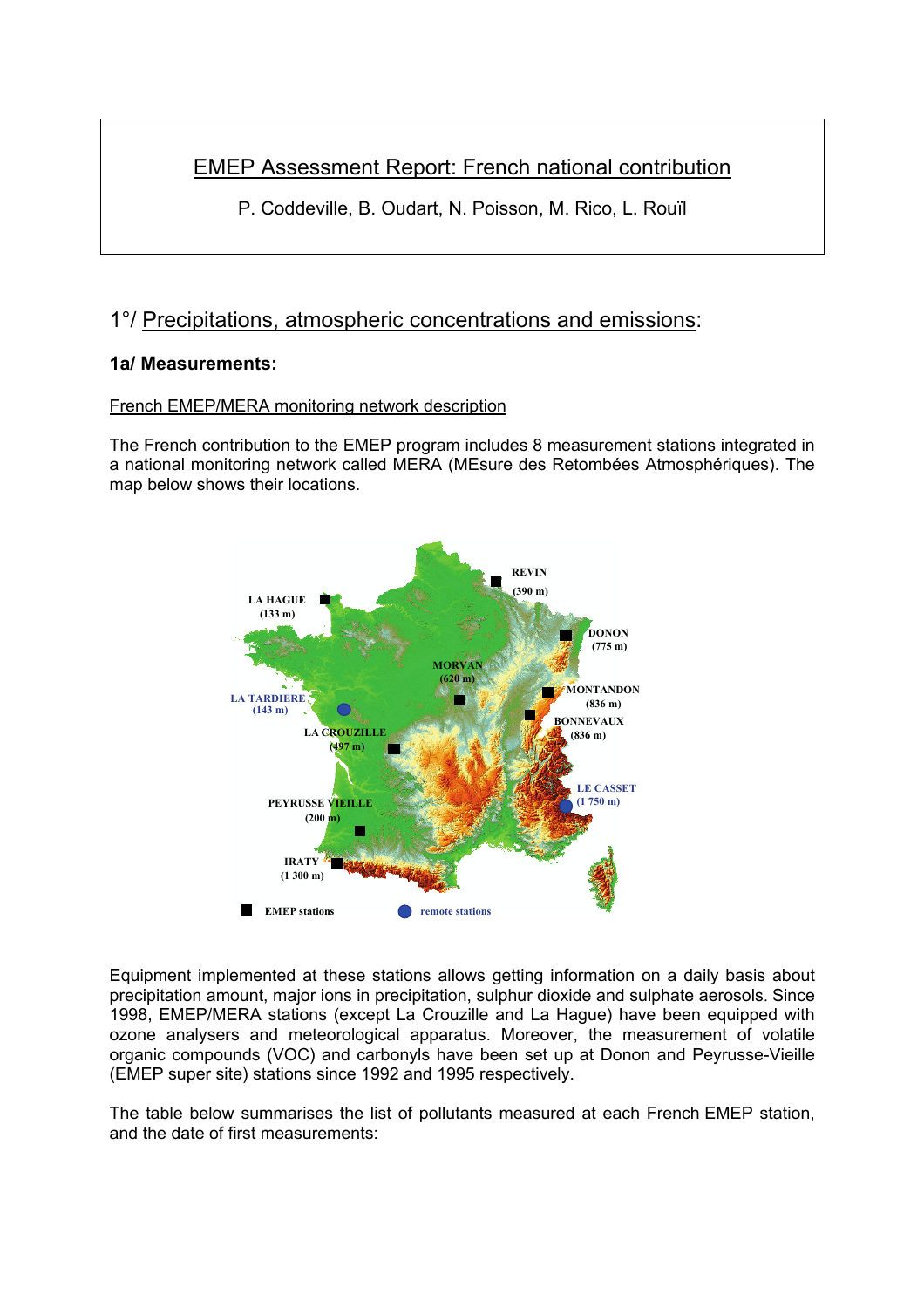# EMEP Assessment Report: French national contribution

P. Coddeville, B. Oudart, N. Poisson, M. Rico, L. Rouïl

## 1°/ Precipitations, atmospheric concentrations and emissions:

### 1a/ Measurements:

French EMEP/MERA monitoring network description

The French contribution to the EMEP program includes 8 measurement stations integrated in a national monitoring network called MERA (MEsure des Retombées Atmosphériques). The map below shows their locations.

REVIN (390 m)
LA HAGUE (133 m)
DONON (775 m)
MORVAN (620 m)
MONTANDON (836 m)
LA TARDIERE (143 m)
BONNEVAUX (836 m)
LA CROUZILLE (497 m)
LE CASSET (1 750 m)
PEYRUSSE VIEILLE (200 m)
IRATY (1 300 m)

EMEP stations — remote stations

Equipment implemented at these stations allows getting information on a daily basis about precipitation amount, major ions in precipitation, sulphur dioxide and sulphate aerosols. Since 1998, EMEP/MERA stations (except La Crouzille and La Hague) have been equipped with ozone analysers and meteorological apparatus. Moreover, the measurement of volatile organic compounds (VOC) and carbonyls have been set up at Donon and Peyrusse-Vieille (EMEP super site) stations since 1992 and 1995 respectively.

The table below summarises the list of pollutants measured at each French EMEP station, and the date of first measurements: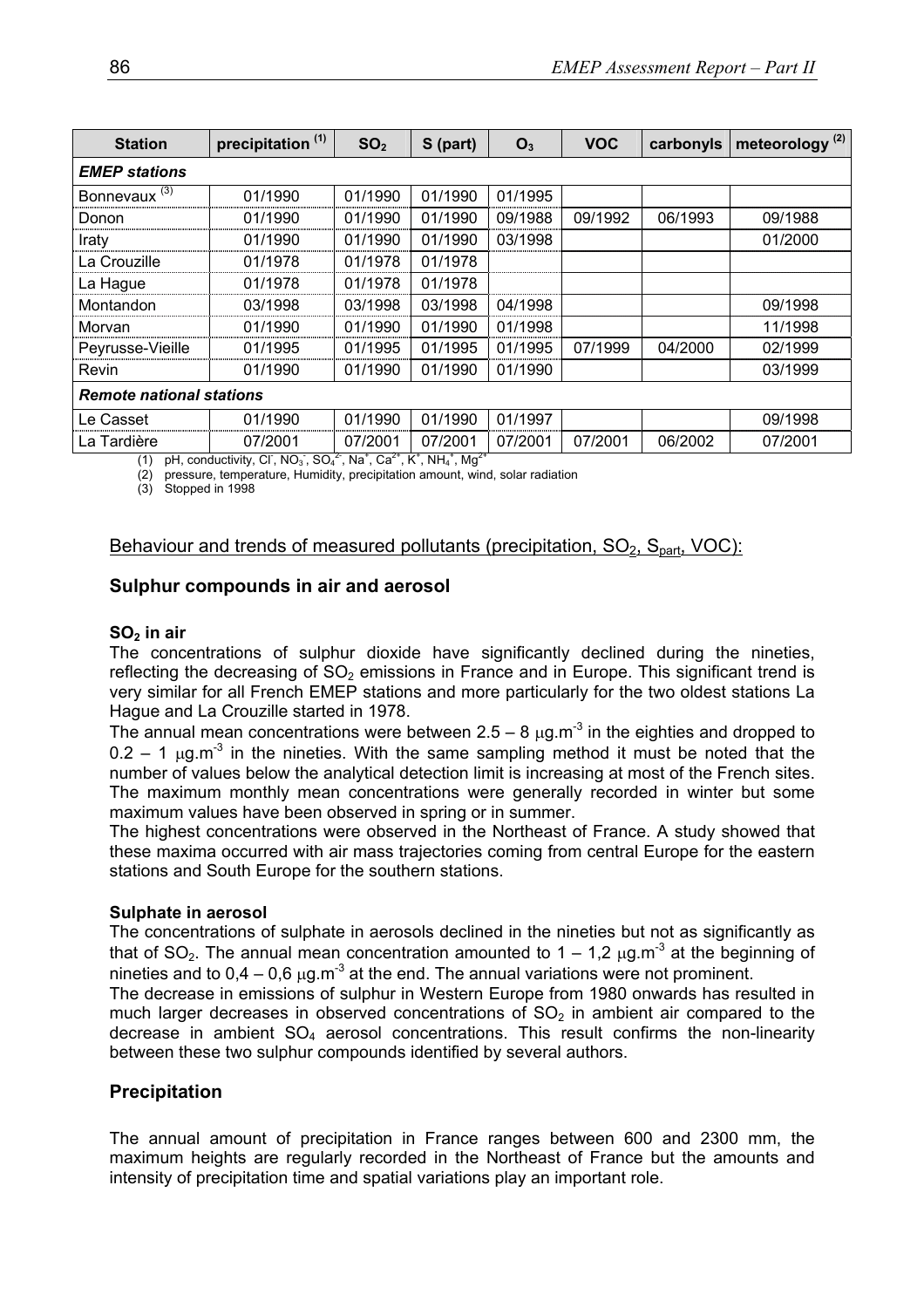| Station | precipitation [(1)] | $SO_2$ | S (part) | $O_3$ | VOC | carbonyls | meteorology [(2)] |
|---|---|---|---|---|---|---|---|
| ***EMEP stations*** | | | | | | | |
| Bonnevaux [(3)] | 01/1990 | 01/1990 | 01/1990 | 01/1995 | | | |
| Donon | 01/1990 | 01/1990 | 01/1990 | 09/1988 | 09/1992 | 06/1993 | 09/1988 |
| Iraty | 01/1990 | 01/1990 | 01/1990 | 03/1998 | | | 01/2000 |
| La Crouzille | 01/1978 | 01/1978 | 01/1978 | | | | |
| La Hague | 01/1978 | 01/1978 | 01/1978 | | | | |
| Montandon | 03/1998 | 03/1998 | 03/1998 | 04/1998 | | | 09/1998 |
| Morvan | 01/1990 | 01/1990 | 01/1990 | 01/1998 | | | 11/1998 |
| Peyrusse-Vieille | 01/1995 | 01/1995 | 01/1995 | 01/1995 | 07/1999 | 04/2000 | 02/1999 |
| Revin | 01/1990 | 01/1990 | 01/1990 | 01/1990 | | | 03/1999 |
| ***Remote national stations*** | | | | | | | |
| Le Casset | 01/1990 | 01/1990 | 01/1990 | 01/1997 | | | 09/1998 |
| La Tardière | 07/2001 | 07/2001 | 07/2001 | 07/2001 | 07/2001 | 06/2002 | 07/2001 |

(1) pH, conductivity, $Cl^-$, $NO_3^-$, $SO_4^{2-}$, $Na^+$, $Ca^{2+}$, $K^+$, $NH_4^+$, $Mg^{2+}$

(2) pressure, temperature, Humidity, precipitation amount, wind, solar radiation

(3) Stopped in 1998

Behaviour and trends of measured pollutants (precipitation, $SO_2$, $S_{part}$, VOC):

## Sulphur compounds in air and aerosol

### $SO_2$ in air

The concentrations of sulphur dioxide have significantly declined during the nineties, reflecting the decreasing of $SO_2$ emissions in France and in Europe. This significant trend is very similar for all French EMEP stations and more particularly for the two oldest stations La Hague and La Crouzille started in 1978.

The annual mean concentrations were between 2.5 – 8 $\mu g.m^{-3}$ in the eighties and dropped to 0.2 – 1 $\mu g.m^{-3}$ in the nineties. With the same sampling method it must be noted that the number of values below the analytical detection limit is increasing at most of the French sites. The maximum monthly mean concentrations were generally recorded in winter but some maximum values have been observed in spring or in summer.

The highest concentrations were observed in the Northeast of France. A study showed that these maxima occurred with air mass trajectories coming from central Europe for the eastern stations and South Europe for the southern stations.

### Sulphate in aerosol

The concentrations of sulphate in aerosols declined in the nineties but not as significantly as that of $SO_2$. The annual mean concentration amounted to 1 – 1,2 $\mu g.m^{-3}$ at the beginning of nineties and to 0,4 – 0,6 $\mu g.m^{-3}$ at the end. The annual variations were not prominent.

The decrease in emissions of sulphur in Western Europe from 1980 onwards has resulted in much larger decreases in observed concentrations of $SO_2$ in ambient air compared to the decrease in ambient $SO_4$ aerosol concentrations. This result confirms the non-linearity between these two sulphur compounds identified by several authors.

## Precipitation

The annual amount of precipitation in France ranges between 600 and 2300 mm, the maximum heights are regularly recorded in the Northeast of France but the amounts and intensity of precipitation time and spatial variations play an important role.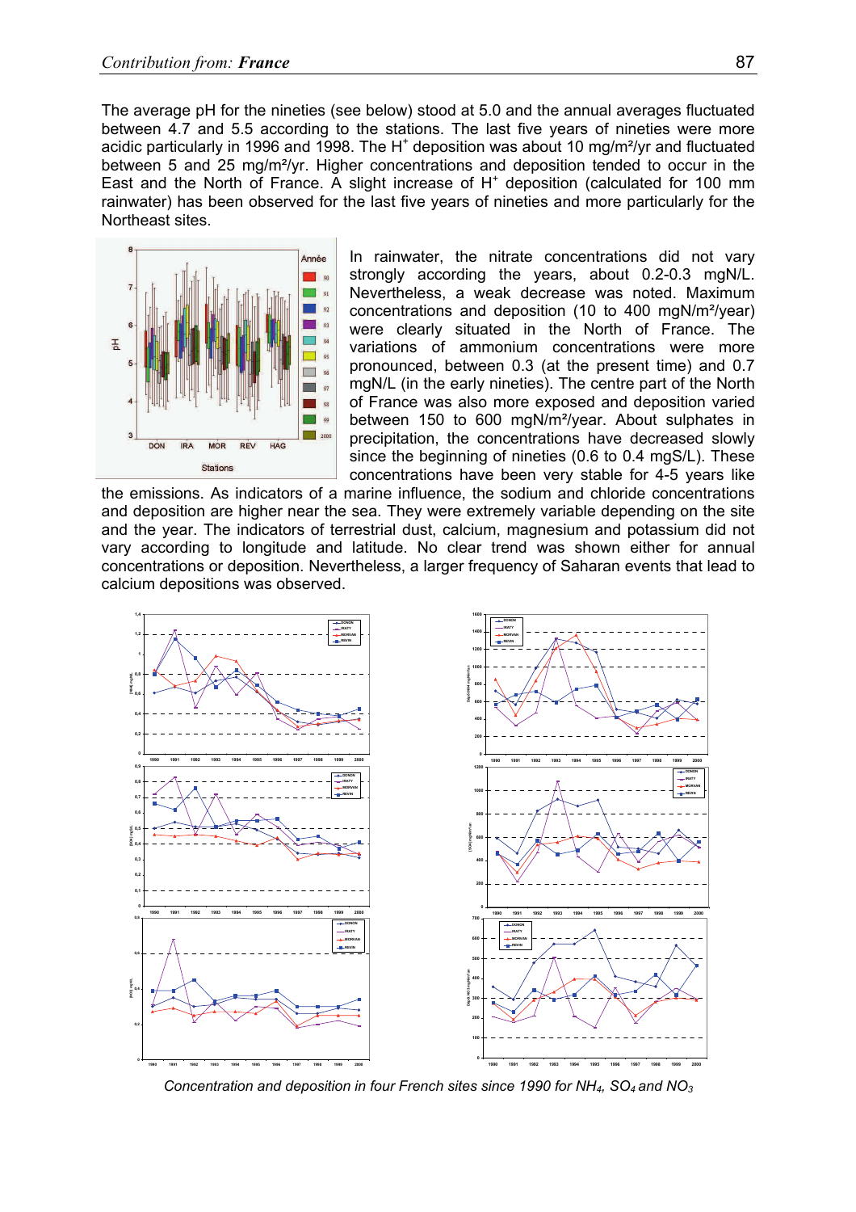The average pH for the nineties (see below) stood at 5.0 and the annual averages fluctuated between 4.7 and 5.5 according to the stations. The last five years of nineties were more acidic particularly in 1996 and 1998. The $H^+$ deposition was about 10 mg/m²/yr and fluctuated between 5 and 25 mg/m²/yr. Higher concentrations and deposition tended to occur in the East and the North of France. A slight increase of $H^+$ deposition (calculated for 100 mm rainwater) has been observed for the last five years of nineties and more particularly for the Northeast sites.

In rainwater, the nitrate concentrations did not vary strongly according the years, about 0.2-0.3 mgN/L. Nevertheless, a weak decrease was noted. Maximum concentrations and deposition (10 to 400 mgN/m²/year) were clearly situated in the North of France. The variations of ammonium concentrations were more pronounced, between 0.3 (at the present time) and 0.7 mgN/L (in the early nineties). The centre part of the North of France was also more exposed and deposition varied between 150 to 600 mgN/m²/year. About sulphates in precipitation, the concentrations have decreased slowly since the beginning of nineties (0.6 to 0.4 mgS/L). These concentrations have been very stable for 4-5 years like the emissions. As indicators of a marine influence, the sodium and chloride concentrations and deposition are higher near the sea. They were extremely variable depending on the site and the year. The indicators of terrestrial dust, calcium, magnesium and potassium did not vary according to longitude and latitude. No clear trend was shown either for annual concentrations or deposition. Nevertheless, a larger frequency of Saharan events that lead to calcium depositions was observed.

*Concentration and deposition in four French sites since 1990 for $NH_4$, $SO_4$ and $NO_3$*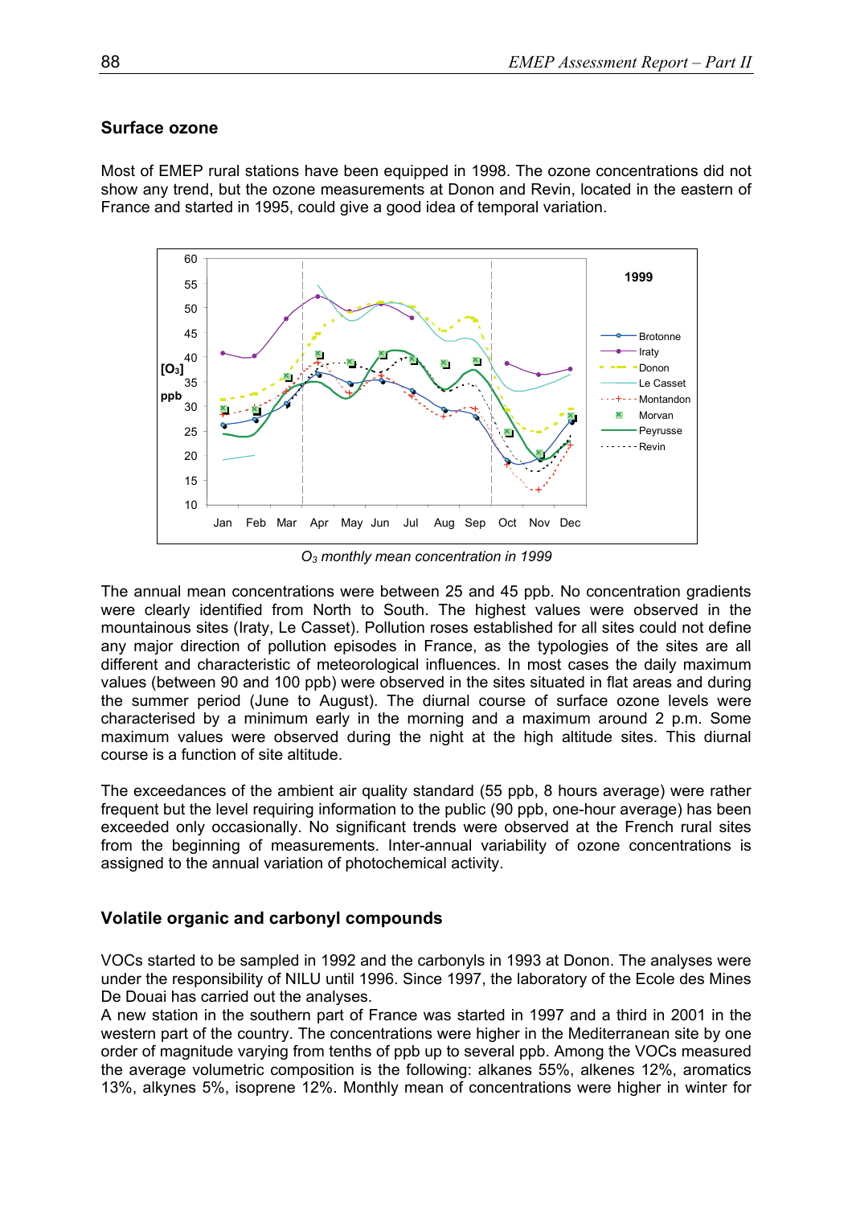## Surface ozone

Most of EMEP rural stations have been equipped in 1998. The ozone concentrations did not show any trend, but the ozone measurements at Donon and Revin, located in the eastern of France and started in 1995, could give a good idea of temporal variation.

*$O_3$ monthly mean concentration in 1999*

The annual mean concentrations were between 25 and 45 ppb. No concentration gradients were clearly identified from North to South. The highest values were observed in the mountainous sites (Iraty, Le Casset). Pollution roses established for all sites could not define any major direction of pollution episodes in France, as the typologies of the sites are all different and characteristic of meteorological influences. In most cases the daily maximum values (between 90 and 100 ppb) were observed in the sites situated in flat areas and during the summer period (June to August). The diurnal course of surface ozone levels were characterised by a minimum early in the morning and a maximum around 2 p.m. Some maximum values were observed during the night at the high altitude sites. This diurnal course is a function of site altitude.

The exceedances of the ambient air quality standard (55 ppb, 8 hours average) were rather frequent but the level requiring information to the public (90 ppb, one-hour average) has been exceeded only occasionally. No significant trends were observed at the French rural sites from the beginning of measurements. Inter-annual variability of ozone concentrations is assigned to the annual variation of photochemical activity.

## Volatile organic and carbonyl compounds

VOCs started to be sampled in 1992 and the carbonyls in 1993 at Donon. The analyses were under the responsibility of NILU until 1996. Since 1997, the laboratory of the Ecole des Mines De Douai has carried out the analyses.

A new station in the southern part of France was started in 1997 and a third in 2001 in the western part of the country. The concentrations were higher in the Mediterranean site by one order of magnitude varying from tenths of ppb up to several ppb. Among the VOCs measured the average volumetric composition is the following: alkanes 55%, alkenes 12%, aromatics 13%, alkynes 5%, isoprene 12%. Monthly mean of concentrations were higher in winter for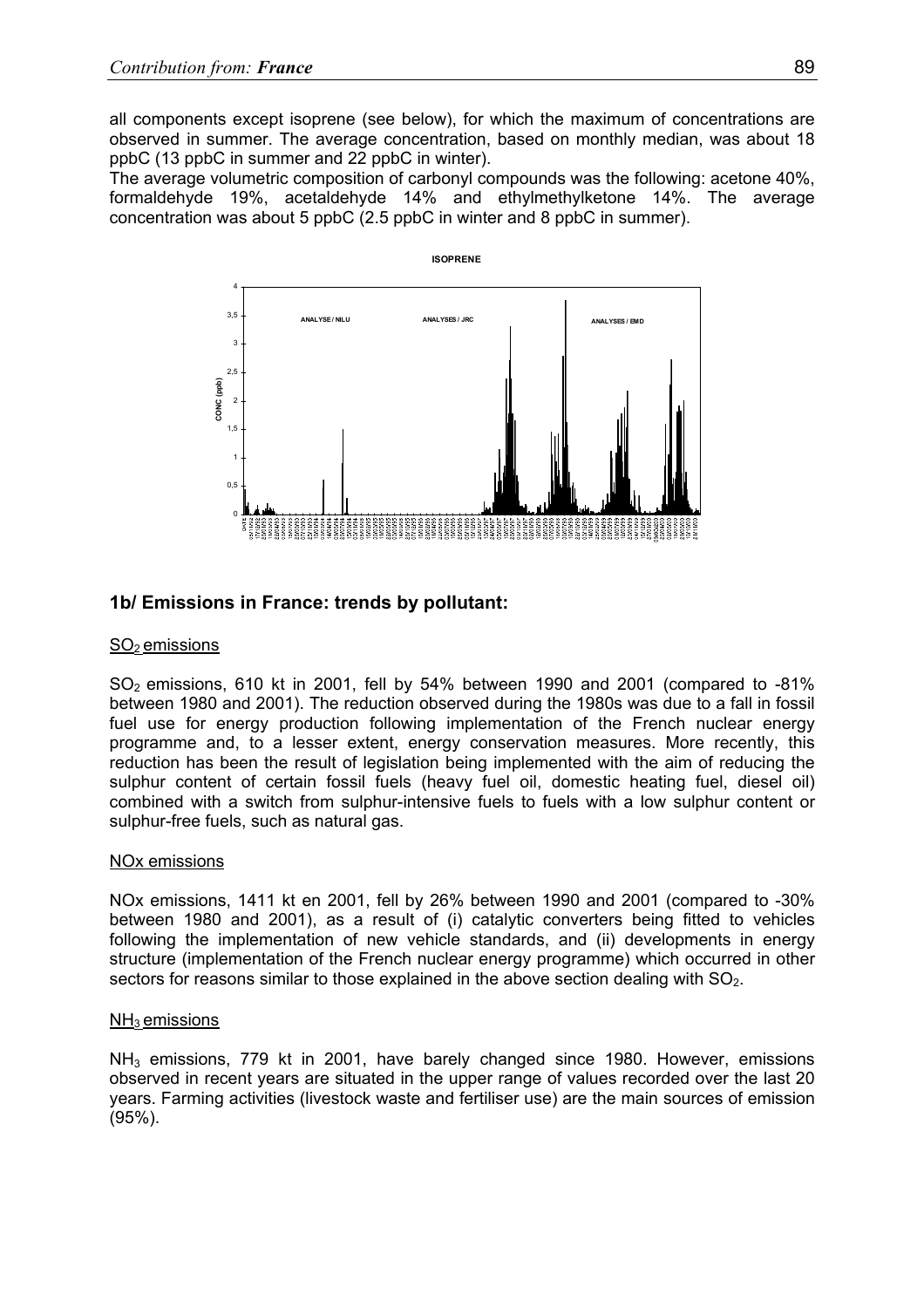all components except isoprene (see below), for which the maximum of concentrations are observed in summer. The average concentration, based on monthly median, was about 18 ppbC (13 ppbC in summer and 22 ppbC in winter).

The average volumetric composition of carbonyl compounds was the following: acetone 40%, formaldehyde 19%, acetaldehyde 14% and ethylmethylketone 14%. The average concentration was about 5 ppbC (2.5 ppbC in winter and 8 ppbC in summer).

## 1b/ Emissions in France: trends by pollutant:

### $SO_2$ emissions

$SO_2$ emissions, 610 kt in 2001, fell by 54% between 1990 and 2001 (compared to -81% between 1980 and 2001). The reduction observed during the 1980s was due to a fall in fossil fuel use for energy production following implementation of the French nuclear energy programme and, to a lesser extent, energy conservation measures. More recently, this reduction has been the result of legislation being implemented with the aim of reducing the sulphur content of certain fossil fuels (heavy fuel oil, domestic heating fuel, diesel oil) combined with a switch from sulphur-intensive fuels to fuels with a low sulphur content or sulphur-free fuels, such as natural gas.

### NOx emissions

NOx emissions, 1411 kt en 2001, fell by 26% between 1990 and 2001 (compared to -30% between 1980 and 2001), as a result of (i) catalytic converters being fitted to vehicles following the implementation of new vehicle standards, and (ii) developments in energy structure (implementation of the French nuclear energy programme) which occurred in other sectors for reasons similar to those explained in the above section dealing with $SO_2$.

### $NH_3$ emissions

$NH_3$ emissions, 779 kt in 2001, have barely changed since 1980. However, emissions observed in recent years are situated in the upper range of values recorded over the last 20 years. Farming activities (livestock waste and fertiliser use) are the main sources of emission (95%).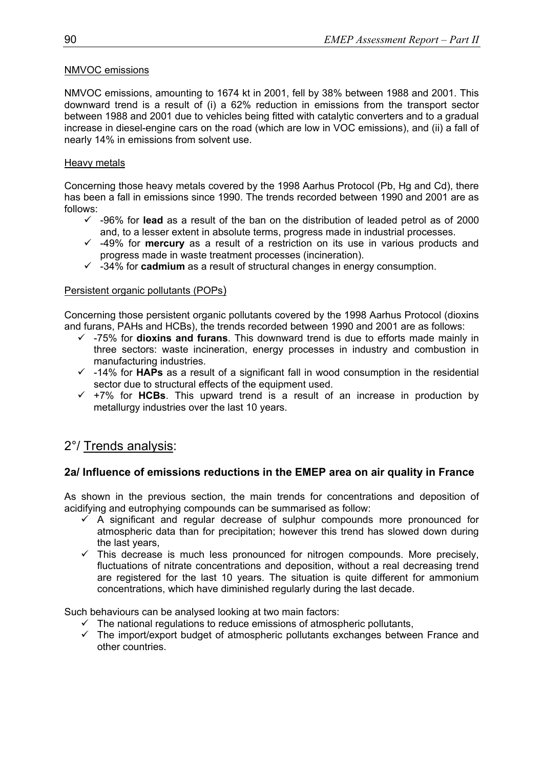NMVOC emissions

NMVOC emissions, amounting to 1674 kt in 2001, fell by 38% between 1988 and 2001. This downward trend is a result of (i) a 62% reduction in emissions from the transport sector between 1988 and 2001 due to vehicles being fitted with catalytic converters and to a gradual increase in diesel-engine cars on the road (which are low in VOC emissions), and (ii) a fall of nearly 14% in emissions from solvent use.

Heavy metals

Concerning those heavy metals covered by the 1998 Aarhus Protocol (Pb, Hg and Cd), there has been a fall in emissions since 1990. The trends recorded between 1990 and 2001 are as follows:

- ✓ -96% for **lead** as a result of the ban on the distribution of leaded petrol as of 2000 and, to a lesser extent in absolute terms, progress made in industrial processes.
- ✓ -49% for **mercury** as a result of a restriction on its use in various products and progress made in waste treatment processes (incineration).
- ✓ -34% for **cadmium** as a result of structural changes in energy consumption.

Persistent organic pollutants (POPs)

Concerning those persistent organic pollutants covered by the 1998 Aarhus Protocol (dioxins and furans, PAHs and HCBs), the trends recorded between 1990 and 2001 are as follows:

- ✓ -75% for **dioxins and furans**. This downward trend is due to efforts made mainly in three sectors: waste incineration, energy processes in industry and combustion in manufacturing industries.
- ✓ -14% for **HAPs** as a result of a significant fall in wood consumption in the residential sector due to structural effects of the equipment used.
- ✓ +7% for **HCBs**. This upward trend is a result of an increase in production by metallurgy industries over the last 10 years.

## 2°/ Trends analysis:

### 2a/ Influence of emissions reductions in the EMEP area on air quality in France

As shown in the previous section, the main trends for concentrations and deposition of acidifying and eutrophying compounds can be summarised as follow:

- ✓ A significant and regular decrease of sulphur compounds more pronounced for atmospheric data than for precipitation; however this trend has slowed down during the last years,
- ✓ This decrease is much less pronounced for nitrogen compounds. More precisely, fluctuations of nitrate concentrations and deposition, without a real decreasing trend are registered for the last 10 years. The situation is quite different for ammonium concentrations, which have diminished regularly during the last decade.

Such behaviours can be analysed looking at two main factors:

- ✓ The national regulations to reduce emissions of atmospheric pollutants,
- ✓ The import/export budget of atmospheric pollutants exchanges between France and other countries.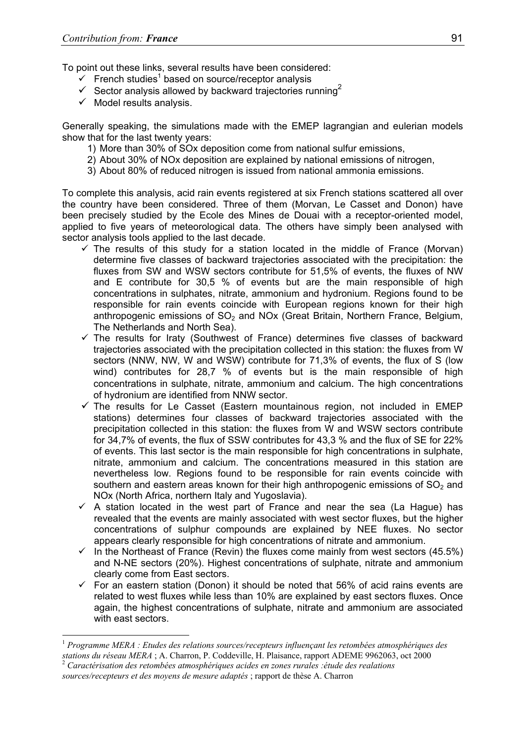To point out these links, several results have been considered:

- ✓ French studies[1] based on source/receptor analysis
- ✓ Sector analysis allowed by backward trajectories running[2]
- ✓ Model results analysis.

Generally speaking, the simulations made with the EMEP lagrangian and eulerian models show that for the last twenty years:

1) More than 30% of SOx deposition come from national sulfur emissions,
2) About 30% of NOx deposition are explained by national emissions of nitrogen,
3) About 80% of reduced nitrogen is issued from national ammonia emissions.

To complete this analysis, acid rain events registered at six French stations scattered all over the country have been considered. Three of them (Morvan, Le Casset and Donon) have been precisely studied by the Ecole des Mines de Douai with a receptor-oriented model, applied to five years of meteorological data. The others have simply been analysed with sector analysis tools applied to the last decade.

- ✓ The results of this study for a station located in the middle of France (Morvan) determine five classes of backward trajectories associated with the precipitation: the fluxes from SW and WSW sectors contribute for 51,5% of events, the fluxes of NW and E contribute for 30,5 % of events but are the main responsible of high concentrations in sulphates, nitrate, ammonium and hydronium. Regions found to be responsible for rain events coincide with European regions known for their high anthropogenic emissions of $SO_2$ and NOx (Great Britain, Northern France, Belgium, The Netherlands and North Sea).
- ✓ The results for Iraty (Southwest of France) determines five classes of backward trajectories associated with the precipitation collected in this station: the fluxes from W sectors (NNW, NW, W and WSW) contribute for 71,3% of events, the flux of S (low wind) contributes for 28,7 % of events but is the main responsible of high concentrations in sulphate, nitrate, ammonium and calcium. The high concentrations of hydronium are identified from NNW sector.
- ✓ The results for Le Casset (Eastern mountainous region, not included in EMEP stations) determines four classes of backward trajectories associated with the precipitation collected in this station: the fluxes from W and WSW sectors contribute for 34,7% of events, the flux of SSW contributes for 43,3 % and the flux of SE for 22% of events. This last sector is the main responsible for high concentrations in sulphate, nitrate, ammonium and calcium. The concentrations measured in this station are nevertheless low. Regions found to be responsible for rain events coincide with southern and eastern areas known for their high anthropogenic emissions of $SO_2$ and NOx (North Africa, northern Italy and Yugoslavia).
- ✓ A station located in the west part of France and near the sea (La Hague) has revealed that the events are mainly associated with west sector fluxes, but the higher concentrations of sulphur compounds are explained by NEE fluxes. No sector appears clearly responsible for high concentrations of nitrate and ammonium.
- ✓ In the Northeast of France (Revin) the fluxes come mainly from west sectors (45.5%) and N-NE sectors (20%). Highest concentrations of sulphate, nitrate and ammonium clearly come from East sectors.
- ✓ For an eastern station (Donon) it should be noted that 56% of acid rains events are related to west fluxes while less than 10% are explained by east sectors fluxes. Once again, the highest concentrations of sulphate, nitrate and ammonium are associated with east sectors.

---

[1] *Programme MERA : Etudes des relations sources/recepteurs influençant les retombées atmosphériques des stations du réseau MERA* ; A. Charron, P. Coddeville, H. Plaisance, rapport ADEME 9962063, oct 2000

[2] *Caractérisation des retombées atmosphériques acides en zones rurales :étude des realations sources/recepteurs et des moyens de mesure adaptés* ; rapport de thèse A. Charron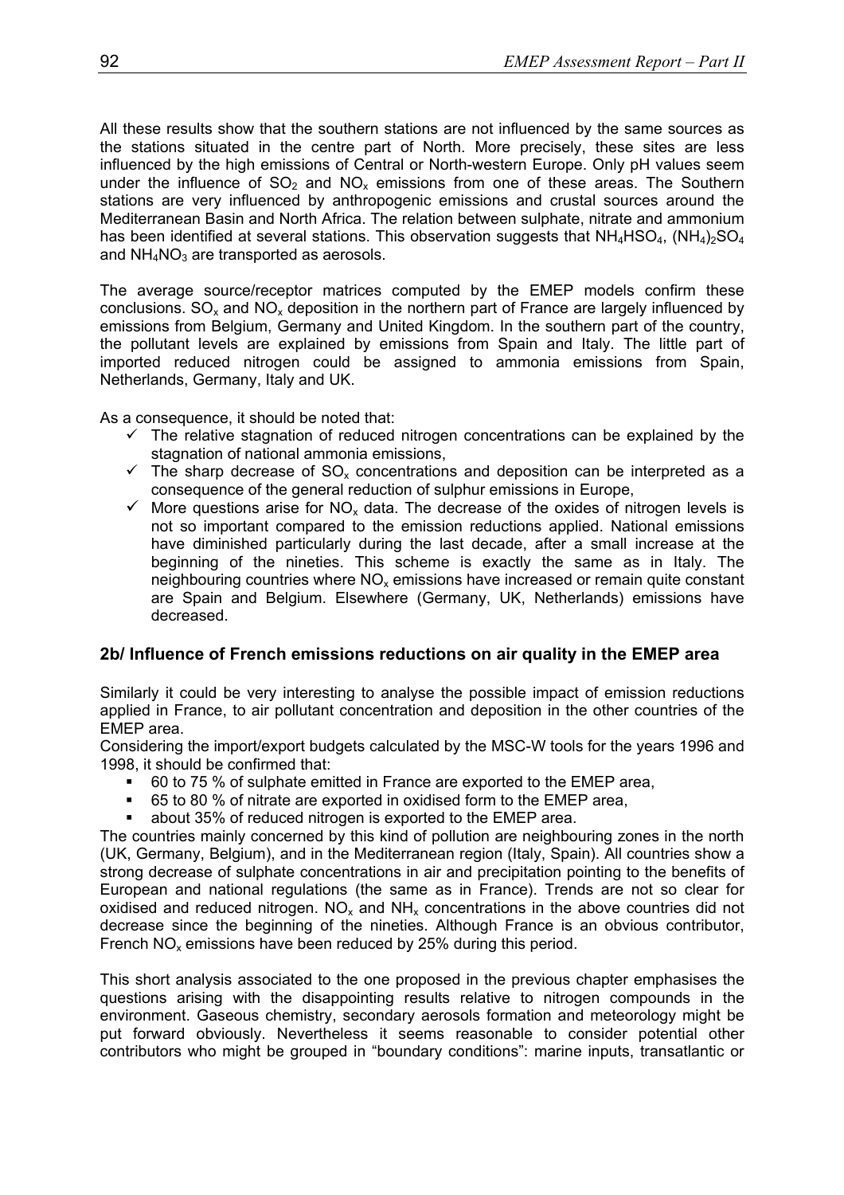All these results show that the southern stations are not influenced by the same sources as the stations situated in the centre part of North. More precisely, these sites are less influenced by the high emissions of Central or North-western Europe. Only pH values seem under the influence of $SO_2$ and $NO_x$ emissions from one of these areas. The Southern stations are very influenced by anthropogenic emissions and crustal sources around the Mediterranean Basin and North Africa. The relation between sulphate, nitrate and ammonium has been identified at several stations. This observation suggests that $NH_4HSO_4$, $(NH_4)_2SO_4$ and $NH_4NO_3$ are transported as aerosols.

The average source/receptor matrices computed by the EMEP models confirm these conclusions. $SO_x$ and $NO_x$ deposition in the northern part of France are largely influenced by emissions from Belgium, Germany and United Kingdom. In the southern part of the country, the pollutant levels are explained by emissions from Spain and Italy. The little part of imported reduced nitrogen could be assigned to ammonia emissions from Spain, Netherlands, Germany, Italy and UK.

As a consequence, it should be noted that:

- ✓ The relative stagnation of reduced nitrogen concentrations can be explained by the stagnation of national ammonia emissions,
- ✓ The sharp decrease of $SO_x$ concentrations and deposition can be interpreted as a consequence of the general reduction of sulphur emissions in Europe,
- ✓ More questions arise for $NO_x$ data. The decrease of the oxides of nitrogen levels is not so important compared to the emission reductions applied. National emissions have diminished particularly during the last decade, after a small increase at the beginning of the nineties. This scheme is exactly the same as in Italy. The neighbouring countries where $NO_x$ emissions have increased or remain quite constant are Spain and Belgium. Elsewhere (Germany, UK, Netherlands) emissions have decreased.

## 2b/ Influence of French emissions reductions on air quality in the EMEP area

Similarly it could be very interesting to analyse the possible impact of emission reductions applied in France, to air pollutant concentration and deposition in the other countries of the EMEP area.

Considering the import/export budgets calculated by the MSC-W tools for the years 1996 and 1998, it should be confirmed that:

- 60 to 75 % of sulphate emitted in France are exported to the EMEP area,
- 65 to 80 % of nitrate are exported in oxidised form to the EMEP area,
- about 35% of reduced nitrogen is exported to the EMEP area.

The countries mainly concerned by this kind of pollution are neighbouring zones in the north (UK, Germany, Belgium), and in the Mediterranean region (Italy, Spain). All countries show a strong decrease of sulphate concentrations in air and precipitation pointing to the benefits of European and national regulations (the same as in France). Trends are not so clear for oxidised and reduced nitrogen. $NO_x$ and $NH_x$ concentrations in the above countries did not decrease since the beginning of the nineties. Although France is an obvious contributor, French $NO_x$ emissions have been reduced by 25% during this period.

This short analysis associated to the one proposed in the previous chapter emphasises the questions arising with the disappointing results relative to nitrogen compounds in the environment. Gaseous chemistry, secondary aerosols formation and meteorology might be put forward obviously. Nevertheless it seems reasonable to consider potential other contributors who might be grouped in "boundary conditions": marine inputs, transatlantic or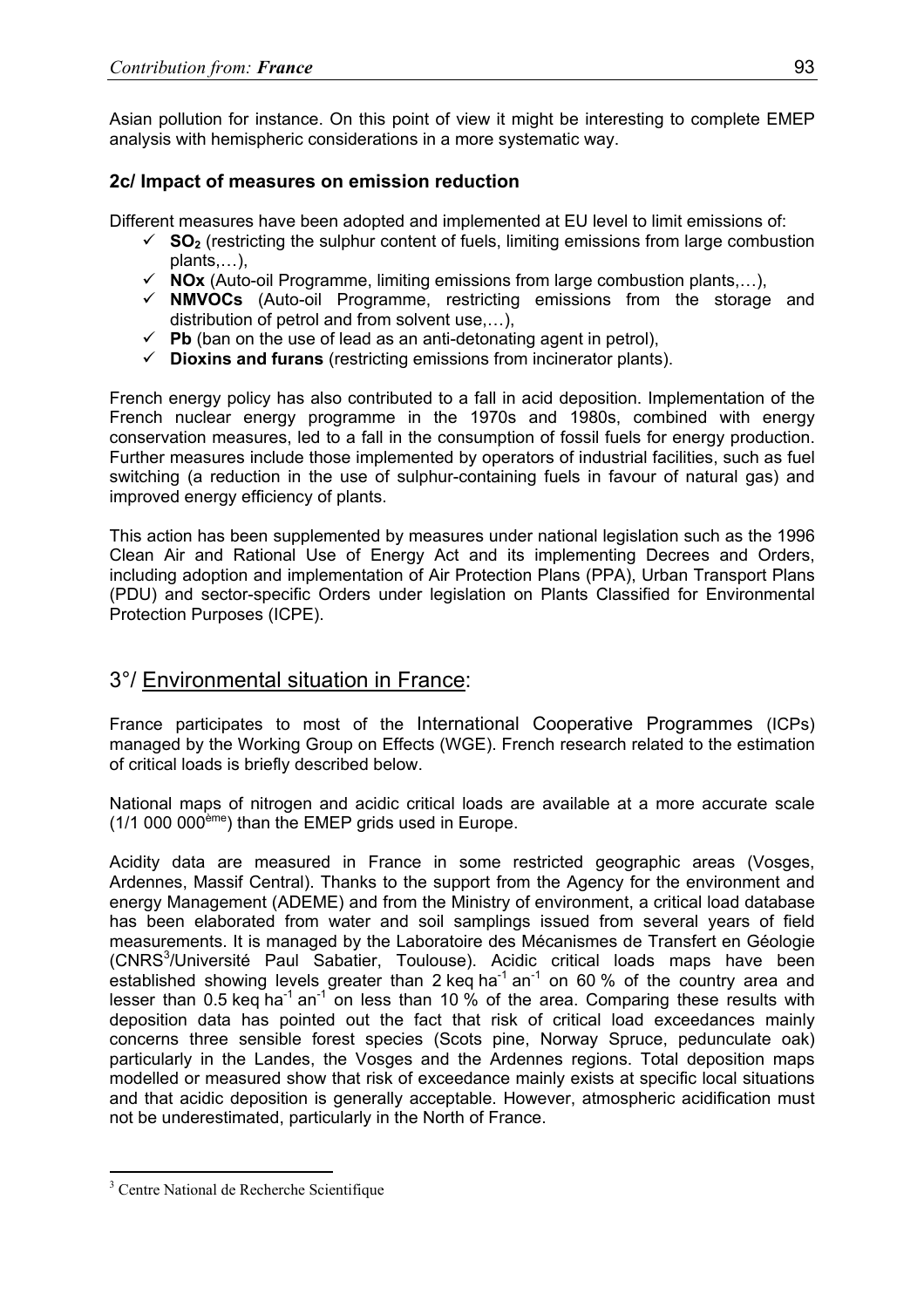Asian pollution for instance. On this point of view it might be interesting to complete EMEP analysis with hemispheric considerations in a more systematic way.

### 2c/ Impact of measures on emission reduction

Different measures have been adopted and implemented at EU level to limit emissions of:

- ✓ **$SO_2$** (restricting the sulphur content of fuels, limiting emissions from large combustion plants,…),
- ✓ **NOx** (Auto-oil Programme, limiting emissions from large combustion plants,…),
- ✓ **NMVOCs** (Auto-oil Programme, restricting emissions from the storage and distribution of petrol and from solvent use,…),
- ✓ **Pb** (ban on the use of lead as an anti-detonating agent in petrol),
- ✓ **Dioxins and furans** (restricting emissions from incinerator plants).

French energy policy has also contributed to a fall in acid deposition. Implementation of the French nuclear energy programme in the 1970s and 1980s, combined with energy conservation measures, led to a fall in the consumption of fossil fuels for energy production. Further measures include those implemented by operators of industrial facilities, such as fuel switching (a reduction in the use of sulphur-containing fuels in favour of natural gas) and improved energy efficiency of plants.

This action has been supplemented by measures under national legislation such as the 1996 Clean Air and Rational Use of Energy Act and its implementing Decrees and Orders, including adoption and implementation of Air Protection Plans (PPA), Urban Transport Plans (PDU) and sector-specific Orders under legislation on Plants Classified for Environmental Protection Purposes (ICPE).

## 3°/ Environmental situation in France:

France participates to most of the International Cooperative Programmes (ICPs) managed by the Working Group on Effects (WGE). French research related to the estimation of critical loads is briefly described below.

National maps of nitrogen and acidic critical loads are available at a more accurate scale (1/1 000 000$^{ème}$) than the EMEP grids used in Europe.

Acidity data are measured in France in some restricted geographic areas (Vosges, Ardennes, Massif Central). Thanks to the support from the Agency for the environment and energy Management (ADEME) and from the Ministry of environment, a critical load database has been elaborated from water and soil samplings issued from several years of field measurements. It is managed by the Laboratoire des Mécanismes de Transfert en Géologie (CNRS[3]/Université Paul Sabatier, Toulouse). Acidic critical loads maps have been established showing levels greater than 2 keq $ha^{-1}$ $an^{-1}$ on 60 % of the country area and lesser than 0.5 keq $ha^{-1}$ $an^{-1}$ on less than 10 % of the area. Comparing these results with deposition data has pointed out the fact that risk of critical load exceedances mainly concerns three sensible forest species (Scots pine, Norway Spruce, pedunculate oak) particularly in the Landes, the Vosges and the Ardennes regions. Total deposition maps modelled or measured show that risk of exceedance mainly exists at specific local situations and that acidic deposition is generally acceptable. However, atmospheric acidification must not be underestimated, particularly in the North of France.

[3] Centre National de Recherche Scientifique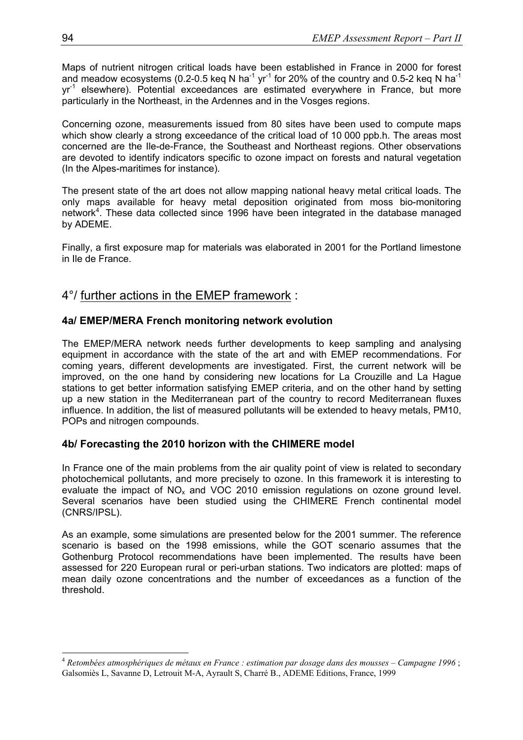Maps of nutrient nitrogen critical loads have been established in France in 2000 for forest and meadow ecosystems (0.2-0.5 keq N $ha^{-1}$ $yr^{-1}$ for 20% of the country and 0.5-2 keq N $ha^{-1}$ $yr^{-1}$ elsewhere). Potential exceedances are estimated everywhere in France, but more particularly in the Northeast, in the Ardennes and in the Vosges regions.

Concerning ozone, measurements issued from 80 sites have been used to compute maps which show clearly a strong exceedance of the critical load of 10 000 ppb.h. The areas most concerned are the Ile-de-France, the Southeast and Northeast regions. Other observations are devoted to identify indicators specific to ozone impact on forests and natural vegetation (In the Alpes-maritimes for instance).

The present state of the art does not allow mapping national heavy metal critical loads. The only maps available for heavy metal deposition originated from moss bio-monitoring network[4]. These data collected since 1996 have been integrated in the database managed by ADEME.

Finally, a first exposure map for materials was elaborated in 2001 for the Portland limestone in Ile de France.

## 4°/ further actions in the EMEP framework :

### 4a/ EMEP/MERA French monitoring network evolution

The EMEP/MERA network needs further developments to keep sampling and analysing equipment in accordance with the state of the art and with EMEP recommendations. For coming years, different developments are investigated. First, the current network will be improved, on the one hand by considering new locations for La Crouzille and La Hague stations to get better information satisfying EMEP criteria, and on the other hand by setting up a new station in the Mediterranean part of the country to record Mediterranean fluxes influence. In addition, the list of measured pollutants will be extended to heavy metals, PM10, POPs and nitrogen compounds.

### 4b/ Forecasting the 2010 horizon with the CHIMERE model

In France one of the main problems from the air quality point of view is related to secondary photochemical pollutants, and more precisely to ozone. In this framework it is interesting to evaluate the impact of $NO_x$ and VOC 2010 emission regulations on ozone ground level. Several scenarios have been studied using the CHIMERE French continental model (CNRS/IPSL).

As an example, some simulations are presented below for the 2001 summer. The reference scenario is based on the 1998 emissions, while the GOT scenario assumes that the Gothenburg Protocol recommendations have been implemented. The results have been assessed for 220 European rural or peri-urban stations. Two indicators are plotted: maps of mean daily ozone concentrations and the number of exceedances as a function of the threshold.

[4] *Retombées atmosphériques de métaux en France : estimation par dosage dans des mousses – Campagne 1996* ; Galsomiès L, Savanne D, Letrouit M-A, Ayrault S, Charré B., ADEME Editions, France, 1999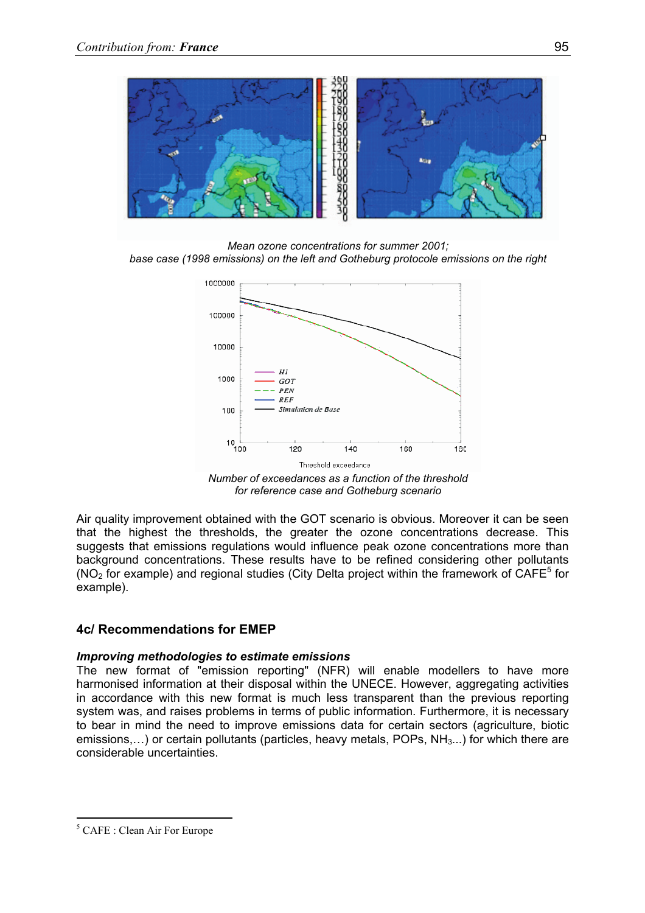Mean ozone concentrations for summer 2001;
base case (1998 emissions) on the left and Gotheburg protocole emissions on the right

Number of exceedances as a function of the threshold
for reference case and Gotheburg scenario

Air quality improvement obtained with the GOT scenario is obvious. Moreover it can be seen that the highest the thresholds, the greater the ozone concentrations decrease. This suggests that emissions regulations would influence peak ozone concentrations more than background concentrations. These results have to be refined considering other pollutants ($NO_2$ for example) and regional studies (City Delta project within the framework of CAFE[5] for example).

## 4c/ Recommendations for EMEP

***Improving methodologies to estimate emissions***

The new format of "emission reporting" (NFR) will enable modellers to have more harmonised information at their disposal within the UNECE. However, aggregating activities in accordance with this new format is much less transparent than the previous reporting system was, and raises problems in terms of public information. Furthermore, it is necessary to bear in mind the need to improve emissions data for certain sectors (agriculture, biotic emissions,…) or certain pollutants (particles, heavy metals, POPs, $NH_3$...) for which there are considerable uncertainties.

[5] CAFE : Clean Air For Europe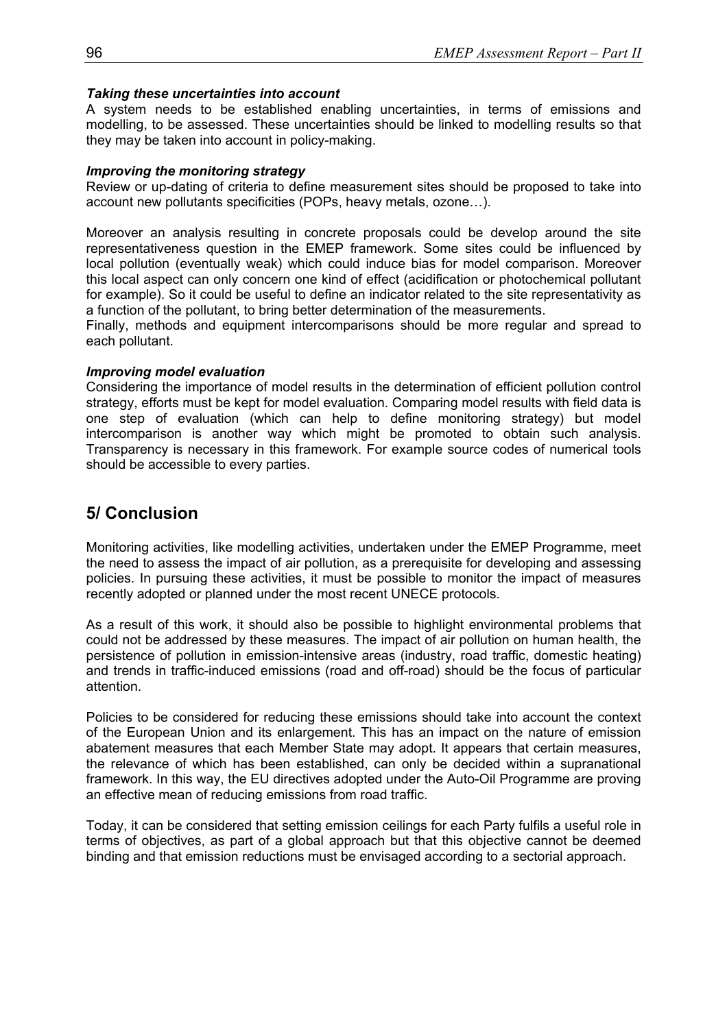***Taking these uncertainties into account***

A system needs to be established enabling uncertainties, in terms of emissions and modelling, to be assessed. These uncertainties should be linked to modelling results so that they may be taken into account in policy-making.

***Improving the monitoring strategy***

Review or up-dating of criteria to define measurement sites should be proposed to take into account new pollutants specificities (POPs, heavy metals, ozone…).

Moreover an analysis resulting in concrete proposals could be develop around the site representativeness question in the EMEP framework. Some sites could be influenced by local pollution (eventually weak) which could induce bias for model comparison. Moreover this local aspect can only concern one kind of effect (acidification or photochemical pollutant for example). So it could be useful to define an indicator related to the site representativity as a function of the pollutant, to bring better determination of the measurements.

Finally, methods and equipment intercomparisons should be more regular and spread to each pollutant.

***Improving model evaluation***

Considering the importance of model results in the determination of efficient pollution control strategy, efforts must be kept for model evaluation. Comparing model results with field data is one step of evaluation (which can help to define monitoring strategy) but model intercomparison is another way which might be promoted to obtain such analysis. Transparency is necessary in this framework. For example source codes of numerical tools should be accessible to every parties.

## 5/ Conclusion

Monitoring activities, like modelling activities, undertaken under the EMEP Programme, meet the need to assess the impact of air pollution, as a prerequisite for developing and assessing policies. In pursuing these activities, it must be possible to monitor the impact of measures recently adopted or planned under the most recent UNECE protocols.

As a result of this work, it should also be possible to highlight environmental problems that could not be addressed by these measures. The impact of air pollution on human health, the persistence of pollution in emission-intensive areas (industry, road traffic, domestic heating) and trends in traffic-induced emissions (road and off-road) should be the focus of particular attention.

Policies to be considered for reducing these emissions should take into account the context of the European Union and its enlargement. This has an impact on the nature of emission abatement measures that each Member State may adopt. It appears that certain measures, the relevance of which has been established, can only be decided within a supranational framework. In this way, the EU directives adopted under the Auto-Oil Programme are proving an effective mean of reducing emissions from road traffic.

Today, it can be considered that setting emission ceilings for each Party fulfils a useful role in terms of objectives, as part of a global approach but that this objective cannot be deemed binding and that emission reductions must be envisaged according to a sectorial approach.